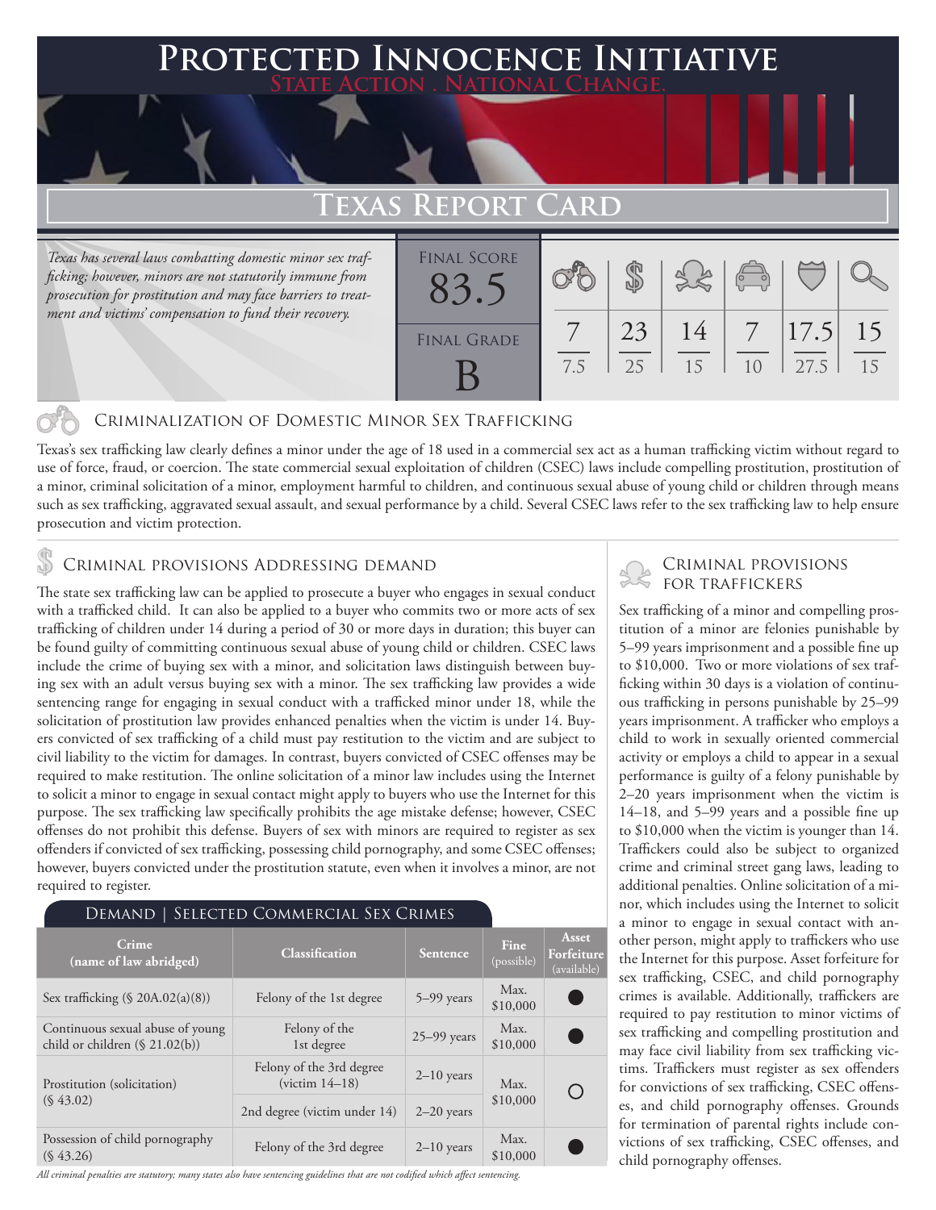# Protected Innocence Initiative

**State Action . National Change.**

## Texas Report Card

*Texas has several laws combatting domestic minor sex trafficking; however, minors are not statutorily immune from prosecution for prostitution and may face barriers to treatment and victims' compensation to fund their recovery.*

| Final Score | Final Grade | Criminalization | Demand | Traffickers | Facilitators | Protective Provisions | Criminal Justice Tools |
|---|---|---|---|---|---|---|---|
| 83.5 | B | 7/7.5 | 23/25 | 14/15 | 7/10 | 17.5/27.5 | 15/15 |

### Criminalization of Domestic Minor Sex Trafficking

Texas's sex trafficking law clearly defines a minor under the age of 18 used in a commercial sex act as a human trafficking victim without regard to use of force, fraud, or coercion. The state commercial sexual exploitation of children (CSEC) laws include compelling prostitution, prostitution of a minor, criminal solicitation of a minor, employment harmful to children, and continuous sexual abuse of young child or children through means such as sex trafficking, aggravated sexual assault, and sexual performance by a child. Several CSEC laws refer to the sex trafficking law to help ensure prosecution and victim protection.

### Criminal provisions Addressing demand

The state sex trafficking law can be applied to prosecute a buyer who engages in sexual conduct with a trafficked child. It can also be applied to a buyer who commits two or more acts of sex trafficking of children under 14 during a period of 30 or more days in duration; this buyer can be found guilty of committing continuous sexual abuse of young child or children. CSEC laws include the crime of buying sex with a minor, and solicitation laws distinguish between buying sex with an adult versus buying sex with a minor. The sex trafficking law provides a wide sentencing range for engaging in sexual conduct with a trafficked minor under 18, while the solicitation of prostitution law provides enhanced penalties when the victim is under 14. Buyers convicted of sex trafficking of a child must pay restitution to the victim and are subject to civil liability to the victim for damages. In contrast, buyers convicted of CSEC offenses may be required to make restitution. The online solicitation of a minor law includes using the Internet to solicit a minor to engage in sexual contact might apply to buyers who use the Internet for this purpose. The sex trafficking law specifically prohibits the age mistake defense; however, CSEC offenses do not prohibit this defense. Buyers of sex with minors are required to register as sex offenders if convicted of sex trafficking, possessing child pornography, and some CSEC offenses; however, buyers convicted under the prostitution statute, even when it involves a minor, are not required to register.

#### Demand | Selected Commercial Sex Crimes

| Crime (name of law abridged) | Classification | Sentence | Fine (possible) | Asset Forfeiture (available) |
|---|---|---|---|---|
| Sex trafficking (§ 20A.02(a)(8)) | Felony of the 1st degree | 5–99 years | Max. $10,000 | ● |
| Continuous sexual abuse of young child or children (§ 21.02(b)) | Felony of the 1st degree | 25–99 years | Max. $10,000 | ● |
| Prostitution (solicitation) (§ 43.02) | Felony of the 3rd degree (victim 14–18) | 2–10 years | Max. $10,000 | ○ |
| | 2nd degree (victim under 14) | 2–20 years | | |
| Possession of child pornography (§ 43.26) | Felony of the 3rd degree | 2–10 years | Max. $10,000 | ● |

*All criminal penalties are statutory; many states also have sentencing guidelines that are not codified which affect sentencing.*

### Criminal provisions for traffickers

Sex trafficking of a minor and compelling prostitution of a minor are felonies punishable by 5–99 years imprisonment and a possible fine up to $10,000. Two or more violations of sex trafficking within 30 days is a violation of continuous trafficking in persons punishable by 25–99 years imprisonment. A trafficker who employs a child to work in sexually oriented commercial activity or employs a child to appear in a sexual performance is guilty of a felony punishable by 2–20 years imprisonment when the victim is 14–18, and 5–99 years and a possible fine up to $10,000 when the victim is younger than 14. Traffickers could also be subject to organized crime and criminal street gang laws, leading to additional penalties. Online solicitation of a minor, which includes using the Internet to solicit a minor to engage in sexual contact with another person, might apply to traffickers who use the Internet for this purpose. Asset forfeiture for sex trafficking, CSEC, and child pornography crimes is available. Additionally, traffickers are required to pay restitution to minor victims of sex trafficking and compelling prostitution and may face civil liability from sex trafficking victims. Traffickers must register as sex offenders for convictions of sex trafficking, CSEC offenses, and child pornography offenses. Grounds for termination of parental rights include convictions of sex trafficking, CSEC offenses, and child pornography offenses.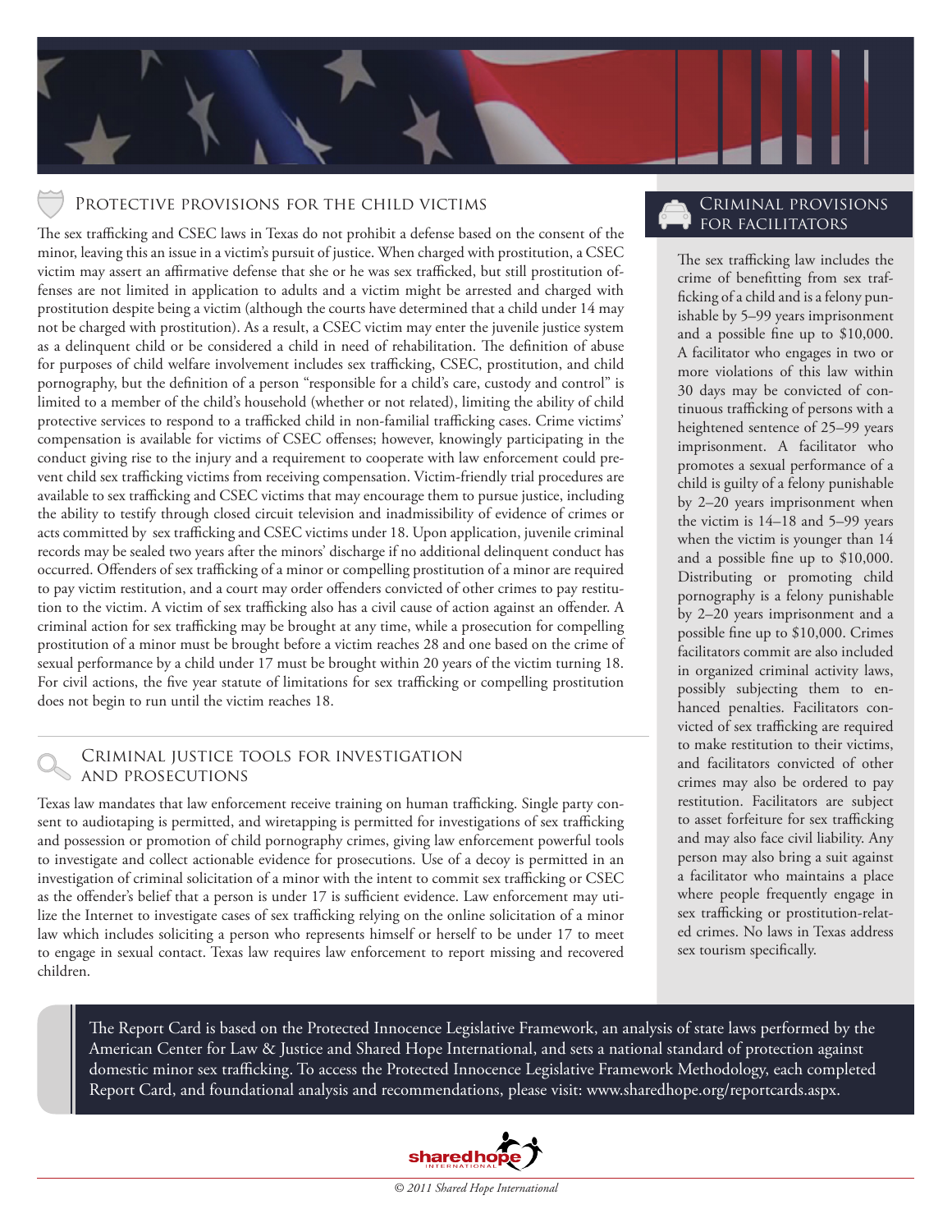## Protective provisions for the child victims

The sex trafficking and CSEC laws in Texas do not prohibit a defense based on the consent of the minor, leaving this an issue in a victim's pursuit of justice. When charged with prostitution, a CSEC victim may assert an affirmative defense that she or he was sex trafficked, but still prostitution offenses are not limited in application to adults and a victim might be arrested and charged with prostitution despite being a victim (although the courts have determined that a child under 14 may not be charged with prostitution). As a result, a CSEC victim may enter the juvenile justice system as a delinquent child or be considered a child in need of rehabilitation. The definition of abuse for purposes of child welfare involvement includes sex trafficking, CSEC, prostitution, and child pornography, but the definition of a person "responsible for a child's care, custody and control" is limited to a member of the child's household (whether or not related), limiting the ability of child protective services to respond to a trafficked child in non-familial trafficking cases. Crime victims' compensation is available for victims of CSEC offenses; however, knowingly participating in the conduct giving rise to the injury and a requirement to cooperate with law enforcement could prevent child sex trafficking victims from receiving compensation. Victim-friendly trial procedures are available to sex trafficking and CSEC victims that may encourage them to pursue justice, including the ability to testify through closed circuit television and inadmissibility of evidence of crimes or acts committed by sex trafficking and CSEC victims under 18. Upon application, juvenile criminal records may be sealed two years after the minors' discharge if no additional delinquent conduct has occurred. Offenders of sex trafficking of a minor or compelling prostitution of a minor are required to pay victim restitution, and a court may order offenders convicted of other crimes to pay restitution to the victim. A victim of sex trafficking also has a civil cause of action against an offender. A criminal action for sex trafficking may be brought at any time, while a prosecution for compelling prostitution of a minor must be brought before a victim reaches 28 and one based on the crime of sexual performance by a child under 17 must be brought within 20 years of the victim turning 18. For civil actions, the five year statute of limitations for sex trafficking or compelling prostitution does not begin to run until the victim reaches 18.

## Criminal justice tools for investigation and prosecutions

Texas law mandates that law enforcement receive training on human trafficking. Single party consent to audiotaping is permitted, and wiretapping is permitted for investigations of sex trafficking and possession or promotion of child pornography crimes, giving law enforcement powerful tools to investigate and collect actionable evidence for prosecutions. Use of a decoy is permitted in an investigation of criminal solicitation of a minor with the intent to commit sex trafficking or CSEC as the offender's belief that a person is under 17 is sufficient evidence. Law enforcement may utilize the Internet to investigate cases of sex trafficking relying on the online solicitation of a minor law which includes soliciting a person who represents himself or herself to be under 17 to meet to engage in sexual contact. Texas law requires law enforcement to report missing and recovered children.

## Criminal provisions for facilitators

The sex trafficking law includes the crime of benefitting from sex trafficking of a child and is a felony punishable by 5–99 years imprisonment and a possible fine up to $10,000. A facilitator who engages in two or more violations of this law within 30 days may be convicted of continuous trafficking of persons with a heightened sentence of 25–99 years imprisonment. A facilitator who promotes a sexual performance of a child is guilty of a felony punishable by 2–20 years imprisonment when the victim is 14–18 and 5–99 years when the victim is younger than 14 and a possible fine up to $10,000. Distributing or promoting child pornography is a felony punishable by 2–20 years imprisonment and a possible fine up to $10,000. Crimes facilitators commit are also included in organized criminal activity laws, possibly subjecting them to enhanced penalties. Facilitators convicted of sex trafficking are required to make restitution to their victims, and facilitators convicted of other crimes may also be ordered to pay restitution. Facilitators are subject to asset forfeiture for sex trafficking and may also face civil liability. Any person may also bring a suit against a facilitator who maintains a place where people frequently engage in sex trafficking or prostitution-related crimes. No laws in Texas address sex tourism specifically.

The Report Card is based on the Protected Innocence Legislative Framework, an analysis of state laws performed by the American Center for Law & Justice and Shared Hope International, and sets a national standard of protection against domestic minor sex trafficking. To access the Protected Innocence Legislative Framework Methodology, each completed Report Card, and foundational analysis and recommendations, please visit: www.sharedhope.org/reportcards.aspx.

shared hope INTERNATIONAL

*© 2011 Shared Hope International*